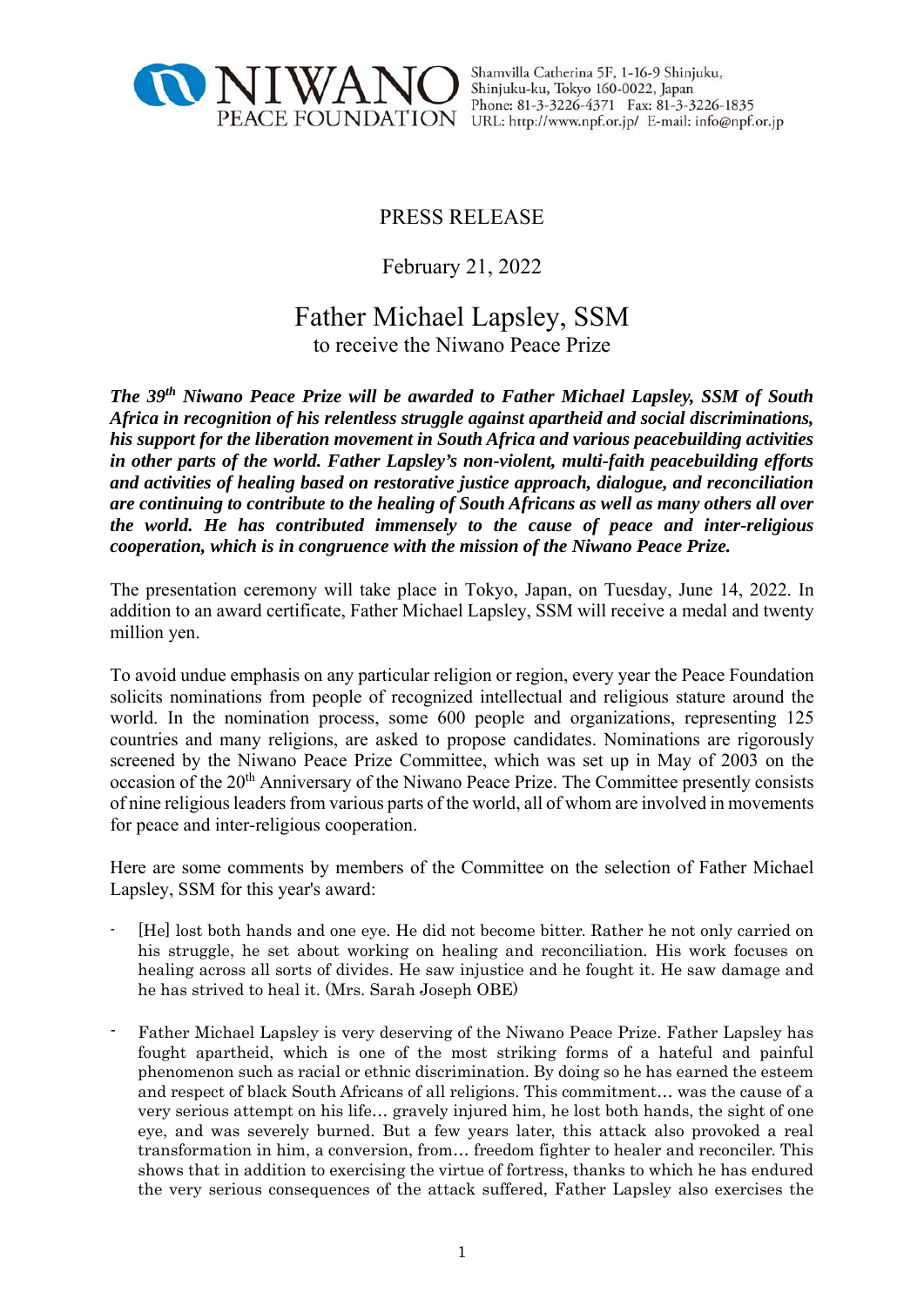NIWANO PEACE FOUNDATION

Shamvilla Catherina 5F, 1-16-9 Shinjuku, Shinjuku-ku, Tokyo 160-0022, Japan
Phone: 81-3-3226-4371 Fax: 81-3-3226-1835
URL: http://www.npf.or.jp/ E-mail: info@npf.or.jp

PRESS RELEASE

February 21, 2022

# Father Michael Lapsley, SSM

to receive the Niwano Peace Prize

***The 39th Niwano Peace Prize will be awarded to Father Michael Lapsley, SSM of South Africa in recognition of his relentless struggle against apartheid and social discriminations, his support for the liberation movement in South Africa and various peacebuilding activities in other parts of the world. Father Lapsley's non-violent, multi-faith peacebuilding efforts and activities of healing based on restorative justice approach, dialogue, and reconciliation are continuing to contribute to the healing of South Africans as well as many others all over the world. He has contributed immensely to the cause of peace and inter-religious cooperation, which is in congruence with the mission of the Niwano Peace Prize.***

The presentation ceremony will take place in Tokyo, Japan, on Tuesday, June 14, 2022. In addition to an award certificate, Father Michael Lapsley, SSM will receive a medal and twenty million yen.

To avoid undue emphasis on any particular religion or region, every year the Peace Foundation solicits nominations from people of recognized intellectual and religious stature around the world. In the nomination process, some 600 people and organizations, representing 125 countries and many religions, are asked to propose candidates. Nominations are rigorously screened by the Niwano Peace Prize Committee, which was set up in May of 2003 on the occasion of the 20th Anniversary of the Niwano Peace Prize. The Committee presently consists of nine religious leaders from various parts of the world, all of whom are involved in movements for peace and inter-religious cooperation.

Here are some comments by members of the Committee on the selection of Father Michael Lapsley, SSM for this year's award:

- [He] lost both hands and one eye. He did not become bitter. Rather he not only carried on his struggle, he set about working on healing and reconciliation. His work focuses on healing across all sorts of divides. He saw injustice and he fought it. He saw damage and he has strived to heal it. (Mrs. Sarah Joseph OBE)

- Father Michael Lapsley is very deserving of the Niwano Peace Prize. Father Lapsley has fought apartheid, which is one of the most striking forms of a hateful and painful phenomenon such as racial or ethnic discrimination. By doing so he has earned the esteem and respect of black South Africans of all religions. This commitment… was the cause of a very serious attempt on his life… gravely injured him, he lost both hands, the sight of one eye, and was severely burned. But a few years later, this attack also provoked a real transformation in him, a conversion, from… freedom fighter to healer and reconciler. This shows that in addition to exercising the virtue of fortress, thanks to which he has endured the very serious consequences of the attack suffered, Father Lapsley also exercises the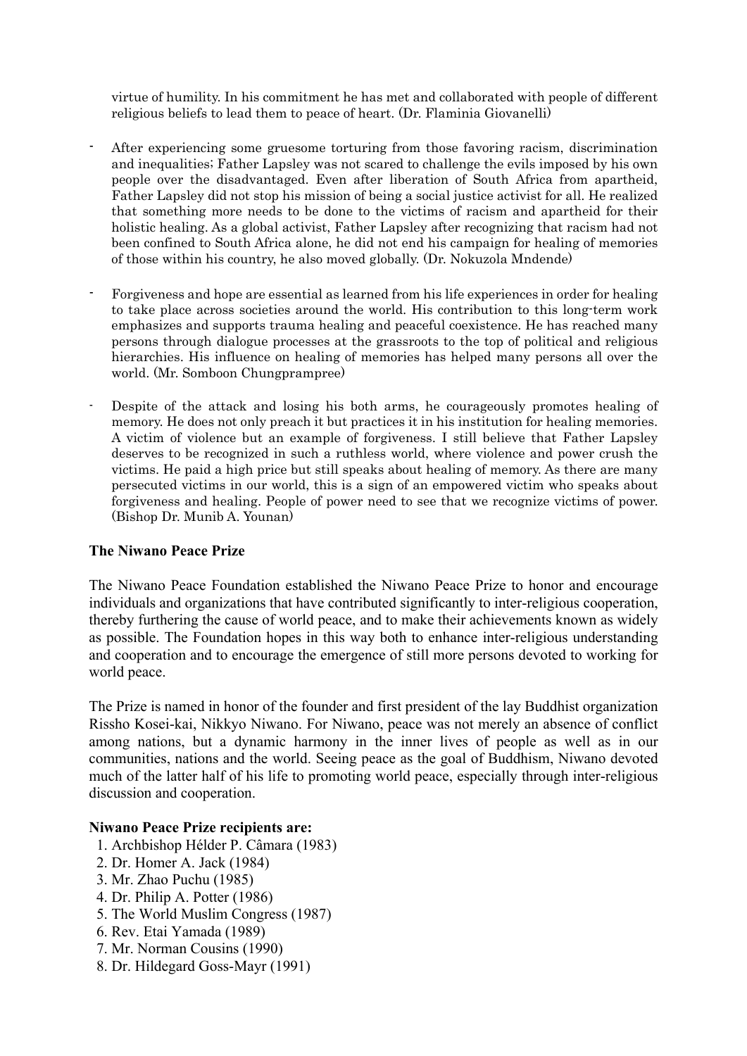virtue of humility. In his commitment he has met and collaborated with people of different religious beliefs to lead them to peace of heart. (Dr. Flaminia Giovanelli)

- After experiencing some gruesome torturing from those favoring racism, discrimination and inequalities; Father Lapsley was not scared to challenge the evils imposed by his own people over the disadvantaged. Even after liberation of South Africa from apartheid, Father Lapsley did not stop his mission of being a social justice activist for all. He realized that something more needs to be done to the victims of racism and apartheid for their holistic healing. As a global activist, Father Lapsley after recognizing that racism had not been confined to South Africa alone, he did not end his campaign for healing of memories of those within his country, he also moved globally. (Dr. Nokuzola Mndende)

- Forgiveness and hope are essential as learned from his life experiences in order for healing to take place across societies around the world. His contribution to this long-term work emphasizes and supports trauma healing and peaceful coexistence. He has reached many persons through dialogue processes at the grassroots to the top of political and religious hierarchies. His influence on healing of memories has helped many persons all over the world. (Mr. Somboon Chungprampree)

- Despite of the attack and losing his both arms, he courageously promotes healing of memory. He does not only preach it but practices it in his institution for healing memories. A victim of violence but an example of forgiveness. I still believe that Father Lapsley deserves to be recognized in such a ruthless world, where violence and power crush the victims. He paid a high price but still speaks about healing of memory. As there are many persecuted victims in our world, this is a sign of an empowered victim who speaks about forgiveness and healing. People of power need to see that we recognize victims of power. (Bishop Dr. Munib A. Younan)

**The Niwano Peace Prize**

The Niwano Peace Foundation established the Niwano Peace Prize to honor and encourage individuals and organizations that have contributed significantly to inter-religious cooperation, thereby furthering the cause of world peace, and to make their achievements known as widely as possible. The Foundation hopes in this way both to enhance inter-religious understanding and cooperation and to encourage the emergence of still more persons devoted to working for world peace.

The Prize is named in honor of the founder and first president of the lay Buddhist organization Rissho Kosei-kai, Nikkyo Niwano. For Niwano, peace was not merely an absence of conflict among nations, but a dynamic harmony in the inner lives of people as well as in our communities, nations and the world. Seeing peace as the goal of Buddhism, Niwano devoted much of the latter half of his life to promoting world peace, especially through inter-religious discussion and cooperation.

**Niwano Peace Prize recipients are:**

1. Archbishop Hélder P. Câmara (1983)
2. Dr. Homer A. Jack (1984)
3. Mr. Zhao Puchu (1985)
4. Dr. Philip A. Potter (1986)
5. The World Muslim Congress (1987)
6. Rev. Etai Yamada (1989)
7. Mr. Norman Cousins (1990)
8. Dr. Hildegard Goss-Mayr (1991)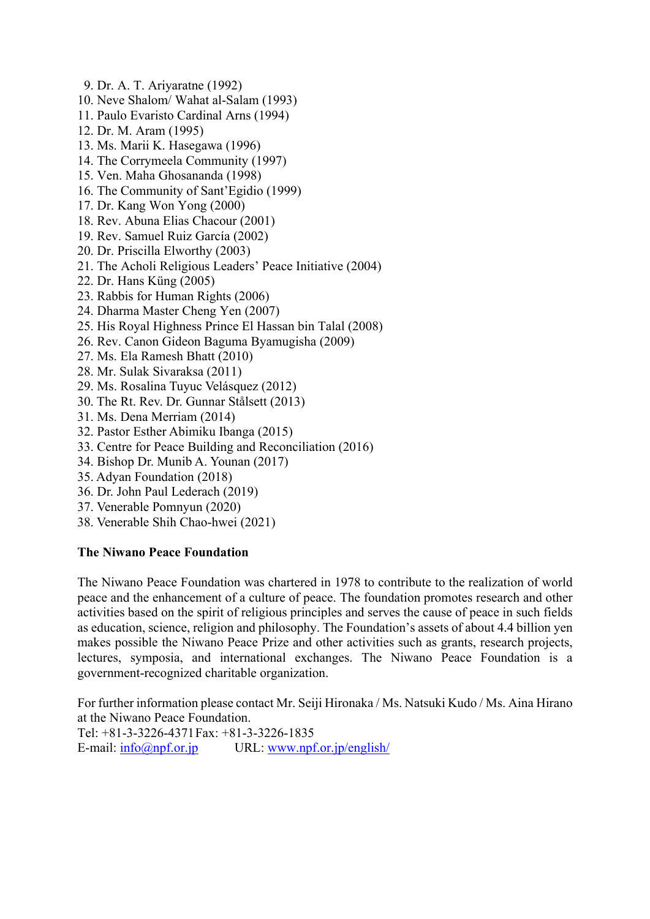9. Dr. A. T. Ariyaratne (1992)
10. Neve Shalom/ Wahat al-Salam (1993)
11. Paulo Evaristo Cardinal Arns (1994)
12. Dr. M. Aram (1995)
13. Ms. Marii K. Hasegawa (1996)
14. The Corrymeela Community (1997)
15. Ven. Maha Ghosananda (1998)
16. The Community of Sant'Egidio (1999)
17. Dr. Kang Won Yong (2000)
18. Rev. Abuna Elias Chacour (2001)
19. Rev. Samuel Ruiz García (2002)
20. Dr. Priscilla Elworthy (2003)
21. The Acholi Religious Leaders' Peace Initiative (2004)
22. Dr. Hans Küng (2005)
23. Rabbis for Human Rights (2006)
24. Dharma Master Cheng Yen (2007)
25. His Royal Highness Prince El Hassan bin Talal (2008)
26. Rev. Canon Gideon Baguma Byamugisha (2009)
27. Ms. Ela Ramesh Bhatt (2010)
28. Mr. Sulak Sivaraksa (2011)
29. Ms. Rosalina Tuyuc Velásquez (2012)
30. The Rt. Rev. Dr. Gunnar Stålsett (2013)
31. Ms. Dena Merriam (2014)
32. Pastor Esther Abimiku Ibanga (2015)
33. Centre for Peace Building and Reconciliation (2016)
34. Bishop Dr. Munib A. Younan (2017)
35. Adyan Foundation (2018)
36. Dr. John Paul Lederach (2019)
37. Venerable Pomnyun (2020)
38. Venerable Shih Chao-hwei (2021)

**The Niwano Peace Foundation**

The Niwano Peace Foundation was chartered in 1978 to contribute to the realization of world peace and the enhancement of a culture of peace. The foundation promotes research and other activities based on the spirit of religious principles and serves the cause of peace in such fields as education, science, religion and philosophy. The Foundation's assets of about 4.4 billion yen makes possible the Niwano Peace Prize and other activities such as grants, research projects, lectures, symposia, and international exchanges. The Niwano Peace Foundation is a government-recognized charitable organization.

For further information please contact Mr. Seiji Hironaka / Ms. Natsuki Kudo / Ms. Aina Hirano at the Niwano Peace Foundation.
Tel: +81-3-3226-4371 Fax: +81-3-3226-1835
E-mail: info@npf.or.jp URL: www.npf.or.jp/english/